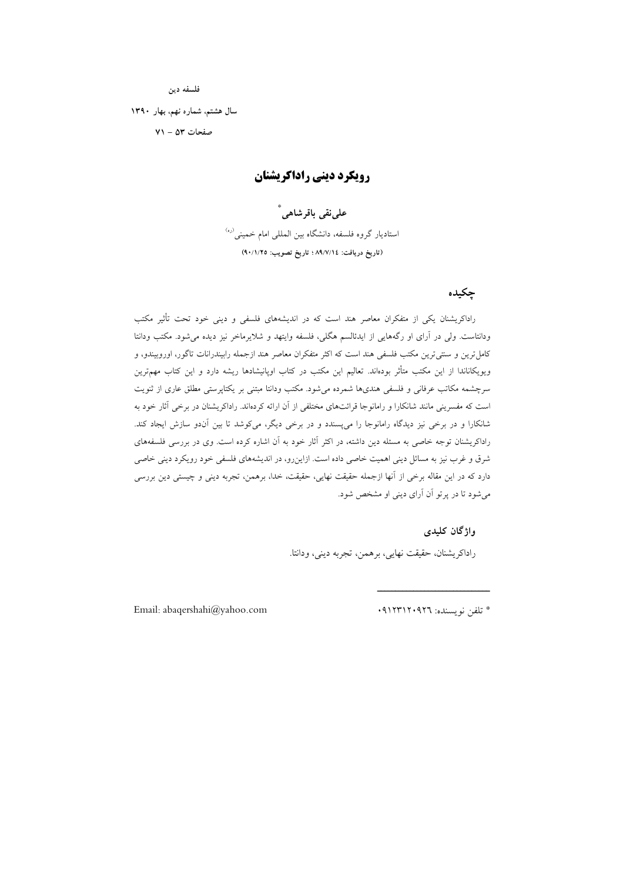فلسفه دین

سال هشتم، شماره نهم، بهار ۱۳۹۰

صفحات ۵۳ – ۷۱

# رویکرد دینی راداکریشنان

**علی‌نقی باقرشاهی***

استادیار گروه فلسفه، دانشگاه بین المللی امام خمینی(ره)

**(تاریخ دریافت: ۸۹/۷/۱۴ ؛ تاریخ تصویب: ۹۰/۱/۲۵)**

## چکیده

راداکریشنان یکی از متفکران معاصر هند است که در اندیشه‌های فلسفی و دینی خود تحت تأثیر مکتب ودانتاست. ولی در آرای او رگه‌هایی از ایدئالسم هگلی، فلسفه وایتهد و شلایرماخر نیز دیده می‌شود. مکتب ودانتا کامل‌ترین و سنتی‌ترین مکتب فلسفی هند است که اکثر متفکران معاصر هند ازجمله رابیندرانات تاگور، اوروبیندو، و ویویکاناندا از این مکتب متأثر بوده‌اند. تعالیم این مکتب در کتاب اوپانیشادها ریشه دارد و این کتاب مهم‌ترین سرچشمه مکاتب عرفانی و فلسفی هندی‌ها شمرده می‌شود. مکتب ودانتا مبتنی بر یکتاپرستی مطلق عاری از ثنویت است که مفسرینی مانند شانکارا و رامانوجا قرائت‌های مختلفی از آن ارائه کرده‌اند. راداکریشنان در برخی آثار خود به شانکارا و در برخی نیز دیدگاه رامانوجا را می‌پسندد و در برخی دیگر، می‌کوشد تا بین آن‌دو سازش ایجاد کند. راداکریشنان توجه خاصی به مسئله دین داشته، در اکثر آثار خود به آن اشاره کرده است. وی در بررسی فلسفه‌های شرق و غرب نیز به مسائل دینی اهمیت خاصی داده است. ازاین‌رو، در اندیشه‌های فلسفی خود رویکرد دینی خاصی دارد که در این مقاله برخی از آنها ازجمله حقیقت نهایی، حقیقت، خدا، برهمن، تجربه دینی و چیستی دین بررسی می‌شود تا در پرتو آن آرای دینی او مشخص شود.

### واژگان کلیدی

راداکریشنان، حقیقت نهایی، برهمن، تجربه دینی، ودانتا.

---

* تلفن نویسنده: ۰۹۱۲۳۱۲۰۹۲۶

Email: abaqershahi@yahoo.com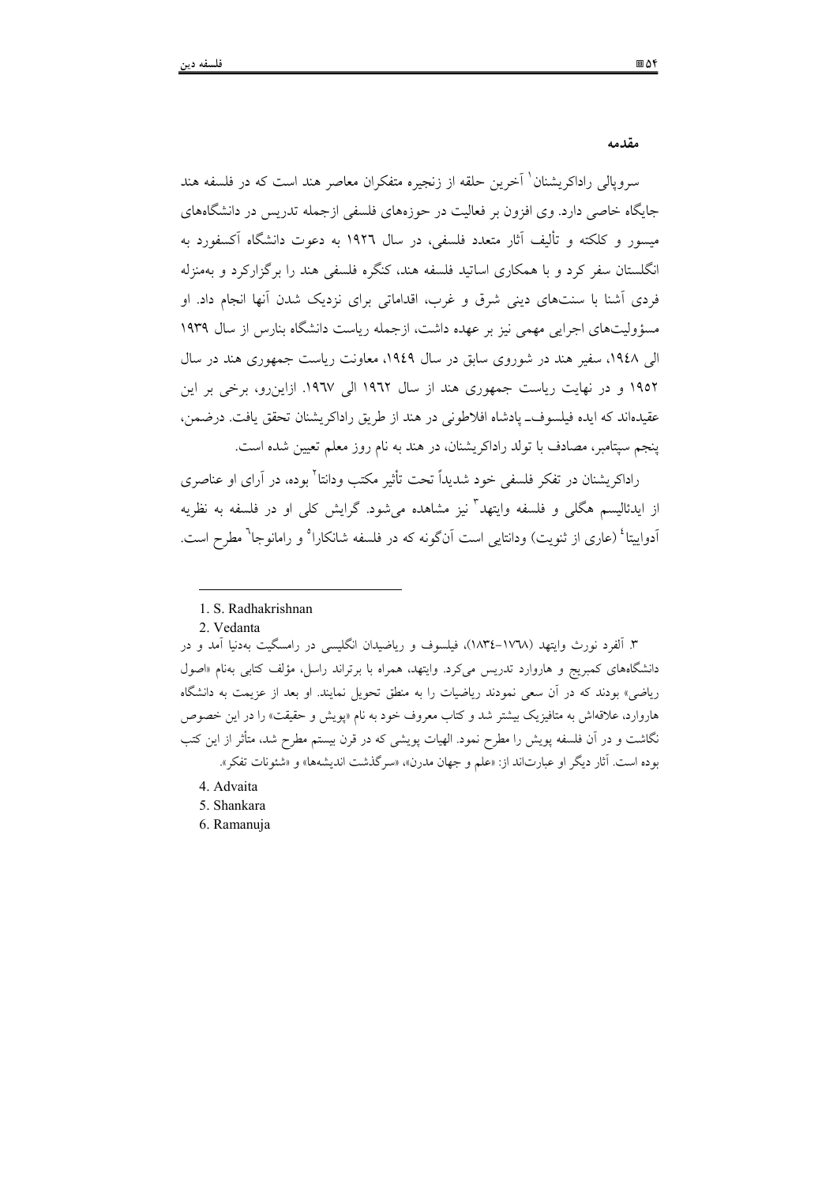## مقدمه

سروپالی راداکریشنان[1] آخرین حلقه از زنجیره متفکران معاصر هند است که در فلسفه هند جایگاه خاصی دارد. وی افزون بر فعالیت در حوزه‌های فلسفی ازجمله تدریس در دانشگاه‌های میسور و کلکته و تألیف آثار متعدد فلسفی، در سال ۱۹۲۶ به دعوت دانشگاه آکسفورد به انگلستان سفر کرد و با همکاری اساتید فلسفه هند، کنگره فلسفی هند را برگزارکرد و به‌منزله فردی آشنا با سنت‌های دینی شرق و غرب، اقداماتی برای نزدیک شدن آنها انجام داد. او مسؤولیت‌های اجرایی مهمی نیز بر عهده داشت، ازجمله ریاست دانشگاه بنارس از سال ۱۹۳۹ الی ۱۹۴۸، سفیر هند در شوروی سابق در سال ۱۹۴۹، معاونت ریاست جمهوری هند در سال ۱۹۵۲ و در نهایت ریاست جمهوری هند از سال ۱۹۶۲ الی ۱۹۶۷. ازاین‌رو، برخی بر این عقیده‌اند که ایده فیلسوف‌ـ پادشاه افلاطونی در هند از طریق راداکریشنان تحقق یافت. درضمن، پنجم سپتامبر، مصادف با تولد راداکریشنان، در هند به نام روز معلم تعیین شده است.

راداکریشنان در تفکر فلسفی خود شدیداً تحت تأثیر مکتب ودانتا[2] بوده، در آرای او عناصری از ایدئالیسم هگلی و فلسفه وایتهد[3] نیز مشاهده می‌شود. گرایش کلی او در فلسفه به نظریه آدوایتا[4] (عاری از ثنویت) ودانتایی است آن‌گونه که در فلسفه شانکارا[5] و رامانوجا[6] مطرح است.

---

1. S. Radhakrishnan

2. Vedanta

۳. آلفرد نورث وایتهد (۱۷۶۸-۱۸۳۴)، فیلسوف و ریاضیدان انگلیسی در رامسگیت به‌دنیا آمد و در دانشگاه‌های کمبریج و هاروارد تدریس می‌کرد. وایتهد، همراه با برتراند راسل، مؤلف کتابی به‌نام «اصول ریاضی» بودند که در آن سعی نمودند ریاضیات را به منطق تحویل نمایند. او بعد از عزیمت به دانشگاه هاروارد، علاقه‌اش به متافیزیک بیشتر شد و کتاب معروف خود به نام «پویش و حقیقت» را در این خصوص نگاشت و در آن فلسفه پویش را مطرح نمود. الهیات پویشی که در قرن بیستم مطرح شد، متأثر از این کتب بوده است. آثار دیگر او عبارت‌اند از: «علم و جهان مدرن»، «سرگذشت اندیشه‌ها» و «شئونات تفکر».

4. Advaita

5. Shankara

6. Ramanuja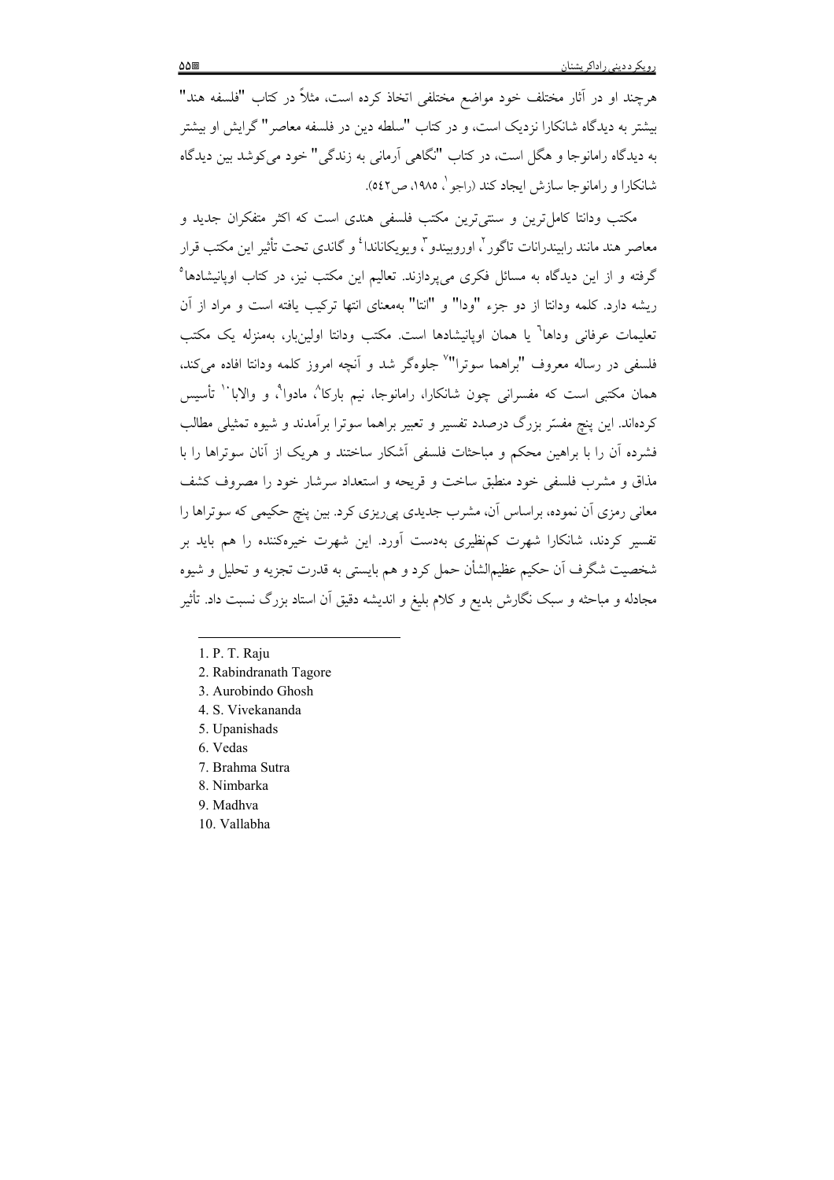هرچند او در آثار مختلف خود مواضع مختلفی اتخاذ کرده است، مثلاً در کتاب "فلسفه هند" بیشتر به دیدگاه شانکارا نزدیک است، و در کتاب "سلطه دین در فلسفه معاصر" گرایش او بیشتر به دیدگاه رامانوجا و هگل است، در کتاب "نگاهی آرمانی به زندگی" خود می‌کوشد بین دیدگاه شانکارا و رامانوجا سازش ایجاد کند (راجو[1]، ۱۹۸۵، ص۵۴۲).

مکتب ودانتا کامل‌ترین و سنتی‌ترین مکتب فلسفی هندی است که اکثر متفکران جدید و معاصر هند مانند رابیندرانات تاگور[2]، اوروبیندو[3]، ویویکاناندا[4] و گاندی تحت تأثیر این مکتب قرار گرفته و از این دیدگاه به مسائل فکری می‌پردازند. تعالیم این مکتب نیز، در کتاب اوپانیشادها[5] ریشه دارد. کلمه ودانتا از دو جزء "ودا" و "انتا" به‌معنای انتها ترکیب یافته است و مراد از آن تعلیمات عرفانی وداها[6] یا همان اوپانیشادها است. مکتب ودانتا اولین‌بار، به‌منزله یک مکتب فلسفی در رساله معروف "براهما سوترا"[7] جلوه‌گر شد و آنچه امروز کلمه ودانتا افاده می‌کند، همان مکتبی است که مفسرانی چون شانکارا، رامانوجا، نیم بارکا[8]، مادوا[9]، و والابا[10] تأسیس کرده‌اند. این پنج مفسّر بزرگ درصدد تفسیر و تعبیر براهما سوترا برآمدند و شیوه تمثیلی مطالب فشرده آن را با براهین محکم و مباحثات فلسفی آشکار ساختند و هریک از آنان سوتراها را با مذاق و مشرب فلسفی خود منطبق ساخت و قریحه و استعداد سرشار خود را مصروف کشف معانی رمزی آن نموده، براساس آن، مشرب جدیدی پی‌ریزی کرد. بین پنج حکیمی که سوتراها را تفسیر کردند، شانکارا شهرت کم‌نظیری به‌دست آورد. این شهرت خیره‌کننده را هم باید بر شخصیت شگرف آن حکیم عظیم‌الشأن حمل کرد و هم بایستی به قدرت تجزیه و تحلیل و شیوه مجادله و مباحثه و سبک نگارش بدیع و کلام بلیغ و اندیشه دقیق آن استاد بزرگ نسبت داد. تأثیر

---

1. P. T. Raju
2. Rabindranath Tagore
3. Aurobindo Ghosh
4. S. Vivekananda
5. Upanishads
6. Vedas
7. Brahma Sutra
8. Nimbarka
9. Madhva
10. Vallabha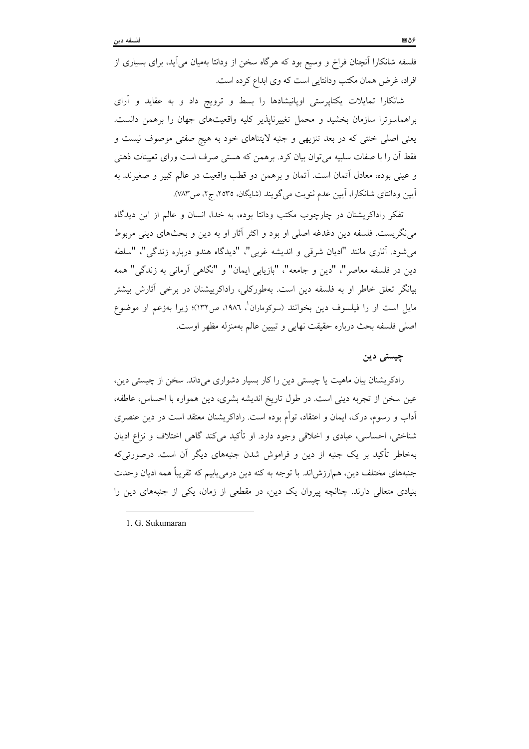فلسفه شانکارا آنچنان فراخ و وسیع بود که هرگاه سخن از ودانتا به‌میان می‌آید، برای بسیاری از افراد، غرض همان مکتب ودانتایی است که وی ابداع کرده است.

شانکارا تمایلات یکتاپرستی اوپانیشادها را بسط و ترویج داد و به عقاید و آرای براهماسوترا سازمان بخشید و محمل تغییرناپذیر کلیه واقعیت‌های جهان را برهمن دانست. یعنی اصلی خنثی که در بعد تنزیهی و جنبه لایتناهای خود به هیچ صفتی موصوف نیست و فقط آن را با صفات سلبیه می‌توان بیان کرد. برهمن که هستی صرف است ورای تعیینات ذهنی و عینی بوده، معادل آتمان است. آتمان و برهمن دو قطب واقعیت در عالم کبیر و صغیرند. به آیین ودانتای شانکارا، آیین عدم ثنویت می‌گویند (شایگان، ۲۵۳۵، ج۲، ص۷۸۳).

تفکر راداکریشنان در چارچوب مکتب ودانتا بوده، به خدا، انسان و عالم از این دیدگاه می‌نگریست. فلسفه دین دغدغه اصلی او بود و اکثر آثار او به دین و بحث‌های دینی مربوط می‌شود. آثاری مانند "ادیان شرقی و اندیشه غربی"، "دیدگاه هندو درباره زندگی"، "سلطه دین در فلسفه معاصر"، "دین و جامعه"، "بازیابی ایمان" و "نگاهی آرمانی به زندگی" همه بیانگر تعلق خاطر او به فلسفه دین است. به‌طورکلی، راداکریشنان در برخی آثارش بیشتر مایل است او را فیلسوف دین بخوانند (سوکوماران[1]، ۱۹۸۶، ص۱۳۲)؛ زیرا به‌زعم او موضوع اصلی فلسفه بحث درباره حقیقت نهایی و تبیین عالم به‌منزله مظهر اوست.

## چیستی دین

رادکریشنان بیان ماهیت یا چیستی دین را کار بسیار دشواری می‌داند. سخن از چیستی دین، عین سخن از تجربه دینی است. در طول تاریخ اندیشه بشری، دین همواره با احساس، عاطفه، آداب و رسوم، درک، ایمان و اعتقاد، توأم بوده است. راداکریشنان معتقد است در دین عنصری شناختی، احساسی، عبادی و اخلاقی وجود دارد. او تأکید می‌کند گاهی اختلاف و نزاع ادیان به‌خاطر تأکید بر یک جنبه از دین و فراموش شدن جنبه‌های دیگر آن است. درصورتی‌که جنبه‌های مختلف دین، هم‌ارزش‌اند. با توجه به کنه دین درمی‌یابیم که تقریباً همه ادیان وحدت بنیادی متعالی دارند. چنانچه پیروان یک دین، در مقطعی از زمان، یکی از جنبه‌های دین را

---

1. G. Sukumaran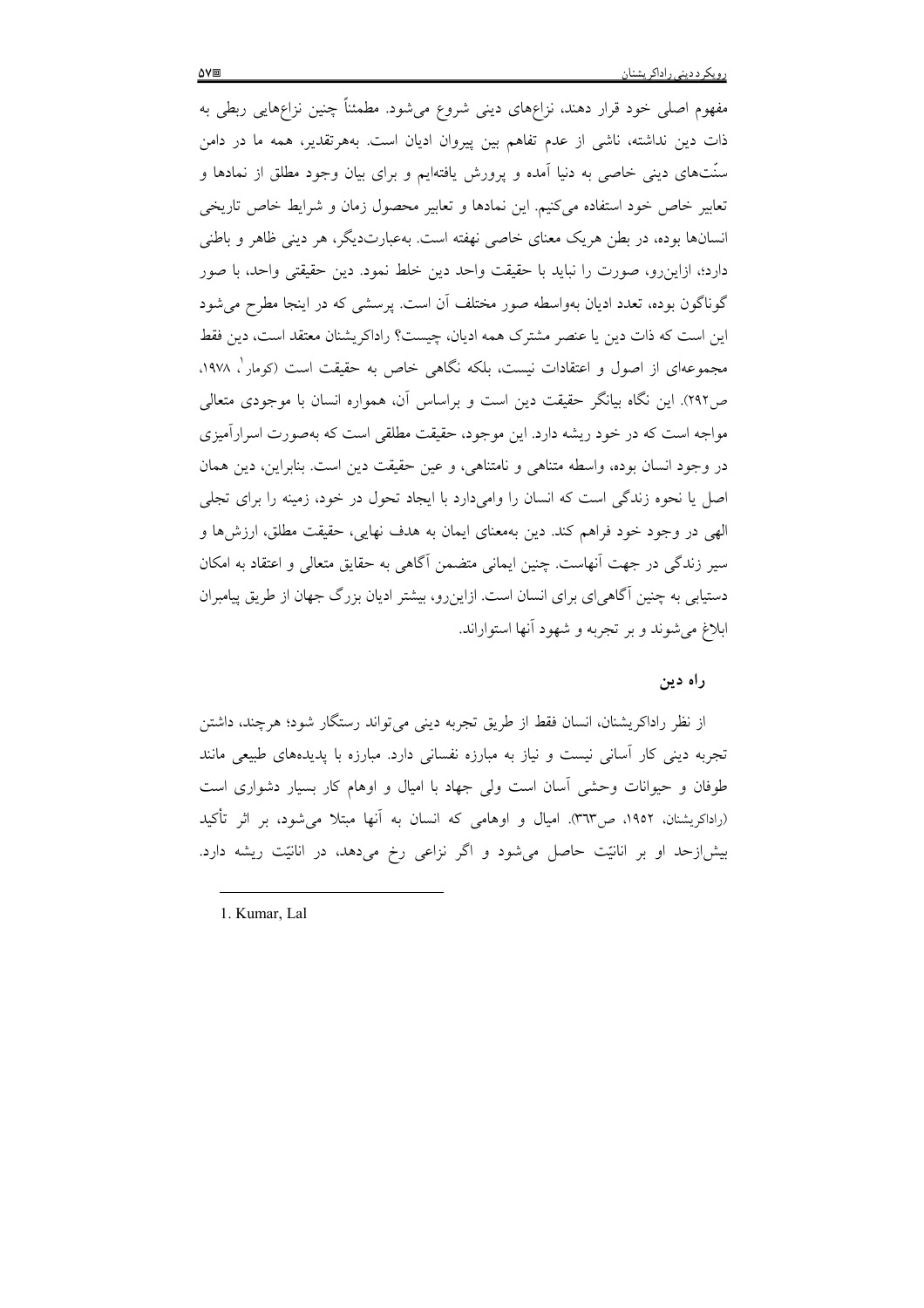مفهوم اصلی خود قرار دهند، نزاع‌های دینی شروع می‌شود. مطمئناً چنین نزاع‌هایی ربطی به ذات دین نداشته، ناشی از عدم تفاهم بین پیروان ادیان است. به‌هرتقدیر، همه ما در دامن سنّت‌های دینی خاصی به دنیا آمده و پرورش یافته‌ایم و برای بیان وجود مطلق از نمادها و تعابیر خاص خود استفاده می‌کنیم. این نمادها و تعابیر محصول زمان و شرایط خاص تاریخی انسان‌ها بوده، در بطن هریک معنای خاصی نهفته است. به‌عبارت‌دیگر، هر دینی ظاهر و باطنی دارد؛ ازاین‌رو، صورت را نباید با حقیقت واحد دین خلط نمود. دین حقیقتی واحد، با صور گوناگون بوده، تعدد ادیان به‌واسطه صور مختلف آن است. پرسشی که در اینجا مطرح می‌شود این است که ذات دین یا عنصر مشترک همه ادیان، چیست؟ راداکریشنان معتقد است، دین فقط مجموعه‌ای از اصول و اعتقادات نیست، بلکه نگاهی خاص به حقیقت است (کومار[1]، ۱۹۷۸، ص۲۹۲). این نگاه بیانگر حقیقت دین است و براساس آن، همواره انسان با موجودی متعالی مواجه است که در خود ریشه دارد. این موجود، حقیقت مطلقی است که به‌صورت اسرارآمیزی در وجود انسان بوده، واسطه متناهی و نامتناهی، و عین حقیقت دین است. بنابراین، دین همان اصل یا نحوه زندگی است که انسان را وامی‌دارد با ایجاد تحول در خود، زمینه را برای تجلی الهی در وجود خود فراهم کند. دین به‌معنای ایمان به هدف نهایی، حقیقت مطلق، ارزش‌ها و سیر زندگی در جهت آنهاست. چنین ایمانی متضمن آگاهی به حقایق متعالی و اعتقاد به امکان دستیابی به چنین آگاهی‌ای برای انسان است. ازاین‌رو، بیشتر ادیان بزرگ جهان از طریق پیامبران ابلاغ می‌شوند و بر تجربه و شهود آنها استواراند.

### راه دین

از نظر راداکریشنان، انسان فقط از طریق تجربه دینی می‌تواند رستگار شود؛ هرچند، داشتن تجربه دینی کار آسانی نیست و نیاز به مبارزه نفسانی دارد. مبارزه با پدیده‌های طبیعی مانند طوفان و حیوانات وحشی آسان است ولی جهاد با امیال و اوهام کار بسیار دشواری است (راداکریشنان، ۱۹۵۲، ص۳۶۳). امیال و اوهامی که انسان به آنها مبتلا می‌شود، بر اثر تأکید بیش‌ازحد او بر انانیّت حاصل می‌شود و اگر نزاعی رخ می‌دهد، در انانیّت ریشه دارد.

---

1. Kumar, Lal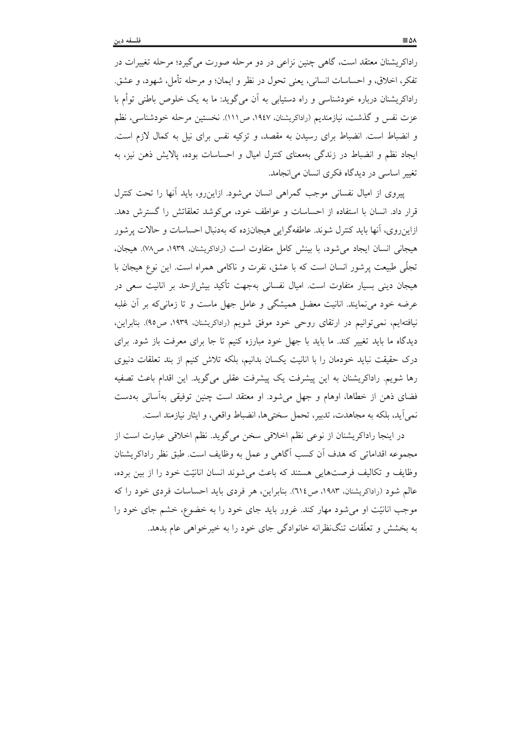راداکریشنان معتقد است، گاهی چنین نزاعی در دو مرحله صورت می‌گیرد؛ مرحله تغییرات در تفکر، اخلاق، و احساسات انسانی، یعنی تحول در نظر و ایمان؛ و مرحله تأمل، شهود، و عشق. راداکریشنان درباره خودشناسی و راه دستیابی به آن می‌گوید: ما به یک خلوص باطنی توأم با عزت نفس و گذشت، نیازمندیم (راداکریشنان، ۱۹۴۷، ص۱۱۱). نخستین مرحله خودشناسی، نظم و انضباط است. انضباط برای رسیدن به مقصد، و تزکیه نفس برای نیل به کمال لازم است. ایجاد نظم و انضباط در زندگی به‌معنای کنترل امیال و احساسات بوده، پالایش ذهن نیز، به تغییر اساسی در دیدگاه فکری انسان می‌انجامد.

پیروی از امیال نفسانی موجب گمراهی انسان می‌شود. ازاین‌رو، باید آنها را تحت کنترل قرار داد. انسان با استفاده از احساسات و عواطف خود، می‌کوشد تعلقاتش را گسترش دهد. ازاین‌روی، آنها باید کنترل شوند. عاطفه‌گرایی هیجان‌زده که به‌دنبال احساسات و حالات پرشور هیجانی انسان ایجاد می‌شود، با بینش کامل متفاوت است (راداکریشنان، ۱۹۳۹، ص۷۸). هیجان، تجلّی طبیعت پرشور انسان است که با عشق، نفرت و ناکامی همراه است. این نوع هیجان با هیجان دینی بسیار متفاوت است. امیال نفسانی به‌جهت تأکید بیش‌ازحد بر انانیت سعی در عرضه خود می‌نمایند. انانیت معضل همیشگی و عامل جهل ماست و تا زمانی‌که بر آن غلبه نیافته‌ایم، نمی‌توانیم در ارتقای روحی خود موفق شویم (راداکریشنان، ۱۹۳۹، ص۹۵). بنابراین، دیدگاه ما باید تغییر کند. ما باید با جهل خود مبارزه کنیم تا جا برای معرفت باز شود. برای درک حقیقت نباید خودمان را با انانیت یکسان بدانیم، بلکه تلاش کنیم از بند تعلقات دنیوی رها شویم. راداکریشنان به این پیشرفت یک پیشرفت عقلی می‌گوید. این اقدام باعث تصفیه فضای ذهن از خطاها، اوهام و جهل می‌شود. او معتقد است چنین توفیقی به‌آسانی به‌دست نمی‌آید، بلکه به مجاهدت، تدبیر، تحمل سختی‌ها، انضباط واقعی، و ایثار نیازمند است.

در اینجا راداکریشنان از نوعی نظم اخلاقی سخن می‌گوید. نظم اخلاقی عبارت است از مجموعه اقداماتی که هدف آن کسب آگاهی و عمل به وظایف است. طبق نظر راداکریشنان وظایف و تکالیف فرصت‌هایی هستند که باعث می‌شوند انسان انانیّت خود را از بین برده، عالم شود (راداکریشنان، ۱۹۸۳، ص٦١٤). بنابراین، هر فردی باید احساسات فردی خود را که موجب انانیّت او می‌شود مهار کند. غرور باید جای خود را به خضوع، خشم جای خود را به بخشش و تعلّقات تنگ‌نظرانه خانوادگی جای خود را به خیرخواهی عام بدهد.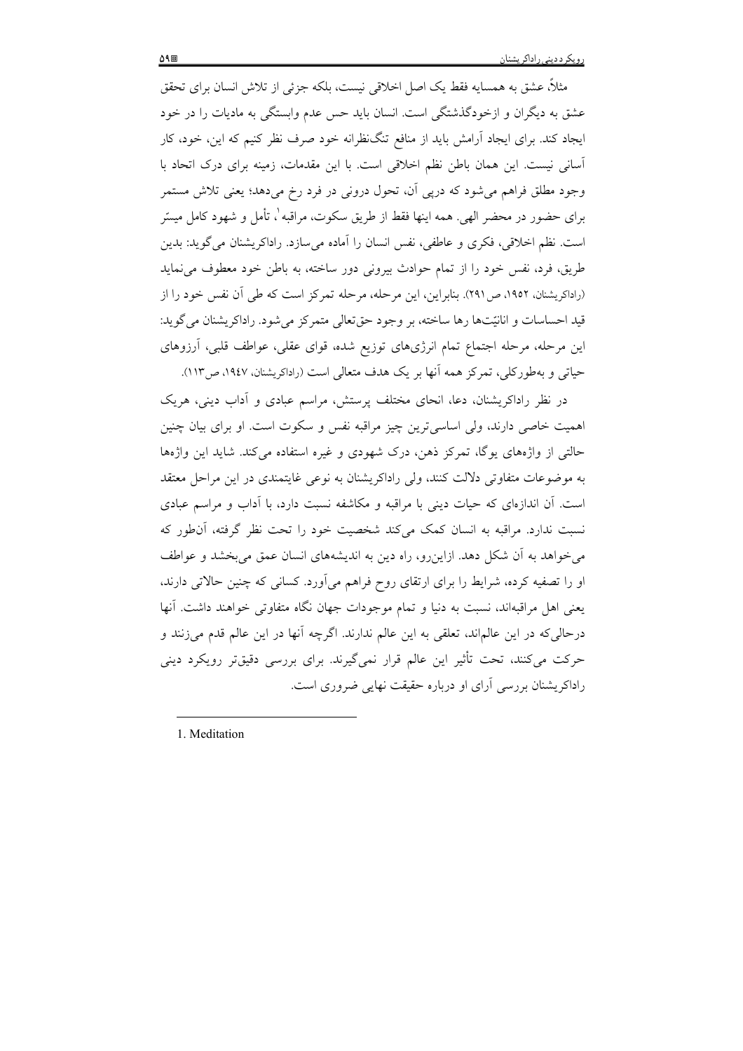مثلاً، عشق به همسایه فقط یک اصل اخلاقی نیست، بلکه جزئی از تلاش انسان برای تحقق عشق به دیگران و ازخودگذشتگی است. انسان باید حس عدم وابستگی به مادیات را در خود ایجاد کند. برای ایجاد آرامش باید از منافع تنگ‌نظرانه خود صرف نظر کنیم که این، خود، کار آسانی نیست. این همان باطن نظم اخلاقی است. با این مقدمات، زمینه برای درک اتحاد با وجود مطلق فراهم می‌شود که درپی آن، تحول درونی در فرد رخ می‌دهد؛ یعنی تلاش مستمر برای حضور در محضر الهی. همه اینها فقط از طریق سکوت، مراقبه[1]، تأمل و شهود کامل میسّر است. نظم اخلاقی، فکری و عاطفی، نفس انسان را آماده می‌سازد. راداکریشنان می‌گوید: بدین طریق، فرد، نفس خود را از تمام حوادث بیرونی دور ساخته، به باطن خود معطوف می‌نماید (راداکریشنان، ۱۹۵۲، ص۲۹۱). بنابراین، این مرحله، مرحله تمرکز است که طی آن نفس خود را از قید احساسات و انانیّت‌ها رها ساخته، بر وجود حق‌تعالی متمرکز می‌شود. راداکریشنان می‌گوید: این مرحله، مرحله اجتماع تمام انرژی‌های توزیع شده، قوای عقلی، عواطف قلبی، آرزوهای حیاتی و به‌طورکلی، تمرکز همه آنها بر یک هدف متعالی است (راداکریشنان، ۱۹۴۷، ص۱۱۳).

در نظر راداکریشنان، دعا، انحای مختلف پرستش، مراسم عبادی و آداب دینی، هریک اهمیت خاصی دارند، ولی اساسی‌ترین چیز مراقبه نفس و سکوت است. او برای بیان چنین حالتی از واژه‌های یوگا، تمرکز ذهن، درک شهودی و غیره استفاده می‌کند. شاید این واژه‌ها به موضوعات متفاوتی دلالت کنند، ولی راداکریشنان به نوعی غایتمندی در این مراحل معتقد است. آن اندازه‌ای که حیات دینی با مراقبه و مکاشفه نسبت دارد، با آداب و مراسم عبادی نسبت ندارد. مراقبه به انسان کمک می‌کند شخصیت خود را تحت نظر گرفته، آن‌طور که می‌خواهد به آن شکل دهد. ازاین‌رو، راه دین به اندیشه‌های انسان عمق می‌بخشد و عواطف او را تصفیه کرده، شرایط را برای ارتقای روح فراهم می‌آورد. کسانی که چنین حالاتی دارند، یعنی اهل مراقبه‌اند، نسبت به دنیا و تمام موجودات جهان نگاه متفاوتی خواهند داشت. آنها درحالی‌که در این عالم‌اند، تعلقی به این عالم ندارند. اگرچه آنها در این عالم قدم می‌زنند و حرکت می‌کنند، تحت تأثیر این عالم قرار نمی‌گیرند. برای بررسی دقیق‌تر رویکرد دینی راداکریشنان بررسی آرای او درباره حقیقت نهایی ضروری است.

---

1. Meditation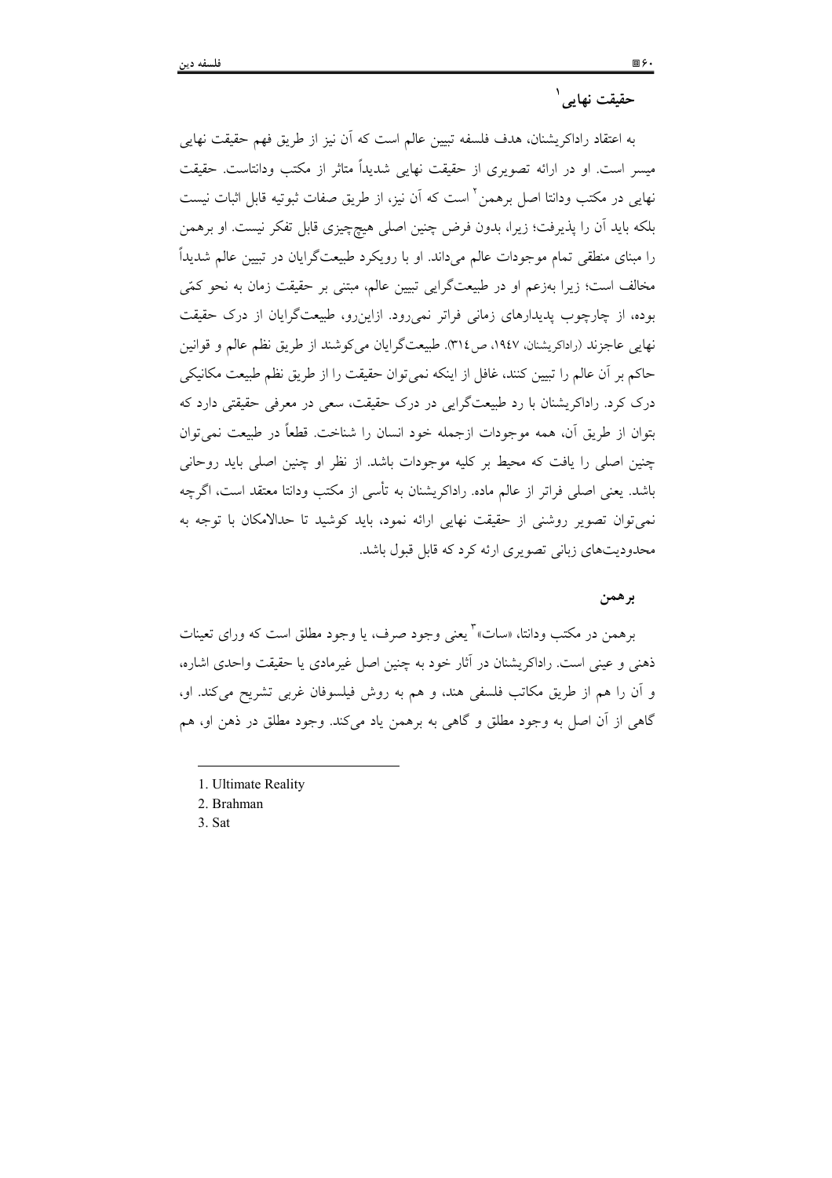## حقیقت نهایی[1]

به اعتقاد راداکریشنان، هدف فلسفه تبیین عالم است که آن نیز از طریق فهم حقیقت نهایی میسر است. او در ارائه تصویری از حقیقت نهایی شدیداً متاثر از مکتب ودانتاست. حقیقت نهایی در مکتب ودانتا اصل برهمن[2] است که آن نیز، از طریق صفات ثبوتیه قابل اثبات نیست بلکه باید آن را پذیرفت؛ زیرا، بدون فرض چنین اصلی هیچ‌چیزی قابل تفکر نیست. او برهمن را مبنای منطقی تمام موجودات عالم می‌داند. او با رویکرد طبیعت‌گرایان در تبیین عالم شدیداً مخالف است؛ زیرا به‌زعم او در طبیعت‌گرایی تبیین عالم، مبتنی بر حقیقت زمان به نحو کمّی بوده، از چارچوب پدیدارهای زمانی فراتر نمی‌رود. ازاین‌رو، طبیعت‌گرایان از درک حقیقت نهایی عاجزند (راداکریشنان، ۱۹۴۷، ص۳۱۴). طبیعت‌گرایان می‌کوشند از طریق نظم عالم و قوانین حاکم بر آن عالم را تبیین کنند، غافل از اینکه نمی‌توان حقیقت را از طریق نظم طبیعت مکانیکی درک کرد. راداکریشنان با رد طبیعت‌گرایی در درک حقیقت، سعی در معرفی حقیقتی دارد که بتوان از طریق آن، همه موجودات ازجمله خود انسان را شناخت. قطعاً در طبیعت نمی‌توان چنین اصلی را یافت که محیط بر کلیه موجودات باشد. از نظر او چنین اصلی باید روحانی باشد. یعنی اصلی فراتر از عالم ماده. راداکریشنان به تأسی از مکتب ودانتا معتقد است، اگرچه نمی‌توان تصویر روشنی از حقیقت نهایی ارائه نمود، باید کوشید تا حدالامکان با توجه به محدودیت‌های زبانی تصویری ارئه کرد که قابل قبول باشد.

### برهمن

برهمن در مکتب ودانتا، «سات»[3] یعنی وجود صرف، یا وجود مطلق است که ورای تعینات ذهنی و عینی است. راداکریشنان در آثار خود به چنین اصل غیرمادی یا حقیقت واحدی اشاره، و آن را هم از طریق مکاتب فلسفی هند، و هم به روش فیلسوفان غربی تشریح می‌کند. او، گاهی از آن اصل به وجود مطلق و گاهی به برهمن یاد می‌کند. وجود مطلق در ذهن او، هم

---

1. Ultimate Reality
2. Brahman
3. Sat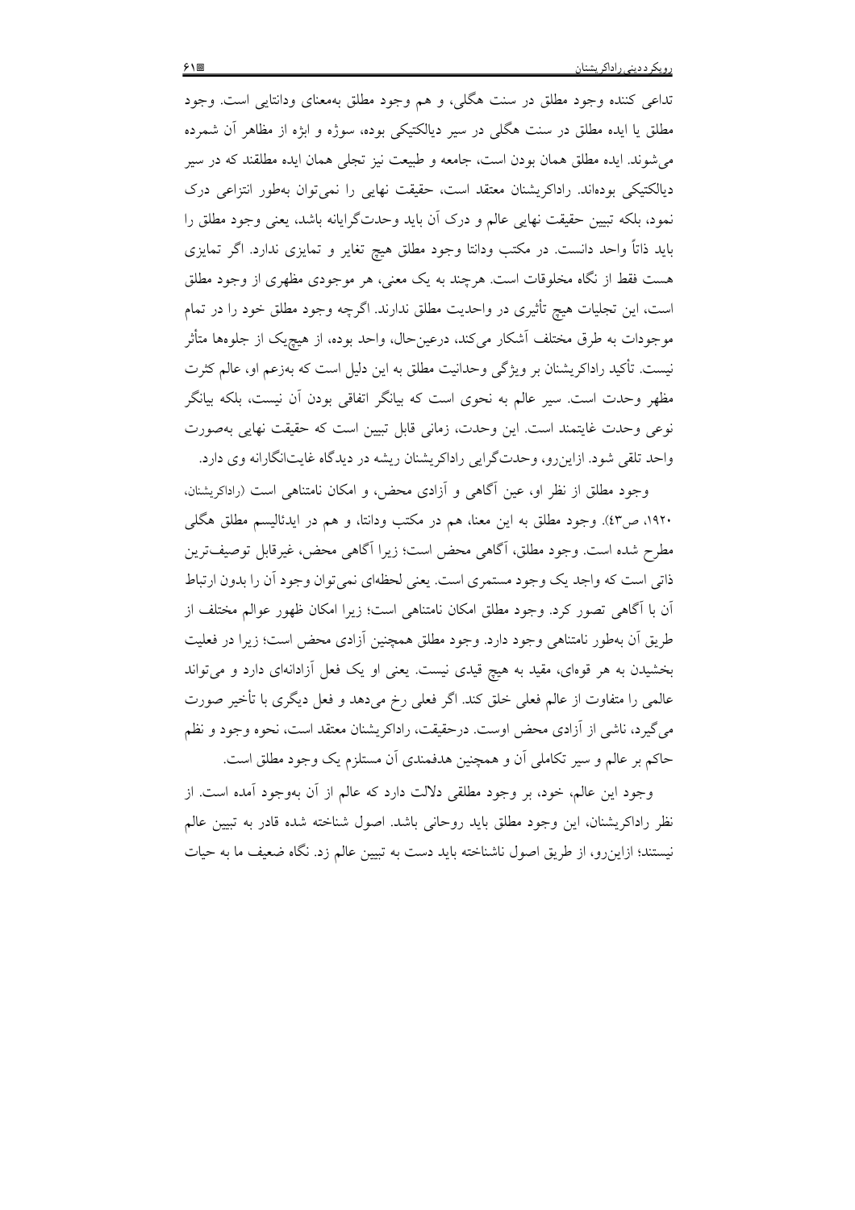تداعی کننده وجود مطلق در سنت هگلی، و هم وجود مطلق به‌معنای ودانتایی است. وجود مطلق یا ایده مطلق در سنت هگلی در سیر دیالکتیکی بوده، سوژه و ابژه از مظاهر آن شمرده می‌شوند. ایده مطلق همان بودن است، جامعه و طبیعت نیز تجلی همان ایده مطلقند که در سیر دیالکتیکی بوده‌اند. راداکریشنان معتقد است، حقیقت نهایی را نمی‌توان به‌طور انتزاعی درک نمود، بلکه تبیین حقیقت نهایی عالم و درک آن باید وحدت‌گرایانه باشد، یعنی وجود مطلق را باید ذاتاً واحد دانست. در مکتب ودانتا وجود مطلق هیچ تغایر و تمایزی ندارد. اگر تمایزی هست فقط از نگاه مخلوقات است. هرچند به یک معنی، هر موجودی مظهری از وجود مطلق است، این تجلیات هیچ تأثیری در واحدیت مطلق ندارند. اگرچه وجود مطلق خود را در تمام موجودات به طرق مختلف آشکار می‌کند، درعین‌حال، واحد بوده، از هیچ‌یک از جلوه‌ها متأثر نیست. تأکید راداکریشنان بر ویژگی وحدانیت مطلق به این دلیل است که به‌زعم او، عالم کثرت مظهر وحدت است. سیر عالم به نحوی است که بیانگر اتفاقی بودن آن نیست، بلکه بیانگر نوعی وحدت غایتمند است. این وحدت، زمانی قابل تبیین است که حقیقت نهایی به‌صورت واحد تلقی شود. ازاین‌رو، وحدت‌گرایی راداکریشنان ریشه در دیدگاه غایت‌انگارانه وی دارد.

وجود مطلق از نظر او، عین آگاهی و آزادی محض، و امکان نامتناهی است (راداکریشنان، ۱۹۲۰، ص۴۳). وجود مطلق به این معنا، هم در مکتب ودانتا، و هم در ایدئالیسم مطلق هگلی مطرح شده است. وجود مطلق، آگاهی محض است؛ زیرا آگاهی محض، غیرقابل توصیف‌ترین ذاتی است که واجد یک وجود مستمری است. یعنی لحظه‌ای نمی‌توان وجود آن را بدون ارتباط آن با آگاهی تصور کرد. وجود مطلق امکان نامتناهی است؛ زیرا امکان ظهور عوالم مختلف از طریق آن به‌طور نامتناهی وجود دارد. وجود مطلق همچنین آزادی محض است؛ زیرا در فعلیت بخشیدن به هر قوه‌ای، مقید به هیچ قیدی نیست. یعنی او یک فعل آزادانه‌ای دارد و می‌تواند عالمی را متفاوت از عالم فعلی خلق کند. اگر فعلی رخ می‌دهد و فعل دیگری با تأخیر صورت می‌گیرد، ناشی از آزادی محض اوست. درحقیقت، راداکریشنان معتقد است، نحوه وجود و نظم حاکم بر عالم و سیر تکاملی آن و همچنین هدفمندی آن مستلزم یک وجود مطلق است.

وجود این عالم، خود، بر وجود مطلقی دلالت دارد که عالم از آن به‌وجود آمده است. از نظر راداکریشنان، این وجود مطلق باید روحانی باشد. اصول شناخته شده قادر به تبیین عالم نیستند؛ ازاین‌رو، از طریق اصول ناشناخته باید دست به تبیین عالم زد. نگاه ضعیف ما به حیات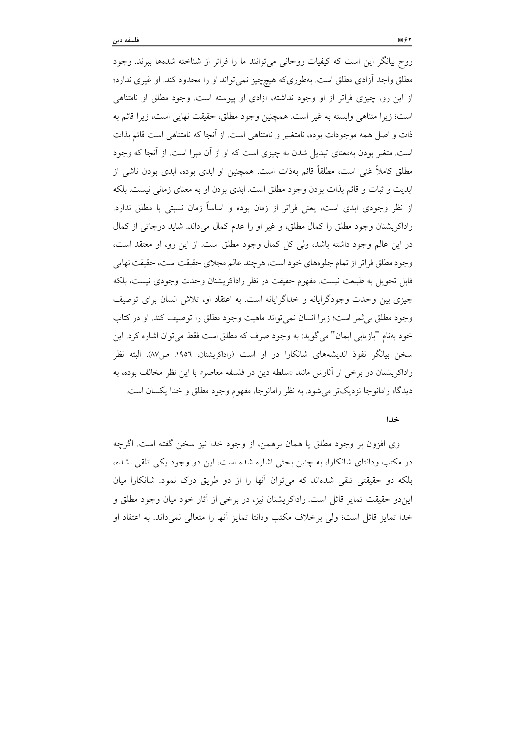روح بیانگر این است که کیفیات روحانی می‌توانند ما را فراتر از شناخته شده‌ها ببرند. وجود مطلق واجد آزادی مطلق است. به‌طوری‌که هیچ‌چیز نمی‌تواند او را محدود کند. او غیری ندارد؛ از این رو، چیزی فراتر از او وجود نداشته، آزادی او پیوسته است. وجود مطلق او نامتناهی است؛ زیرا متناهی وابسته به غیر است. همچنین وجود مطلق، حقیقت نهایی است، زیرا قائم به ذات و اصل همه موجودات بوده، نامتغییر و نامتناهی است. از آنجا که نامتناهی است قائم بذات است. متغیر بودن به‌معنای تبدیل شدن به چیزی است که او از آن مبرا است. از آنجا که وجود مطلق کاملاً غنی است، مطلقاً قائم به‌ذات است. همچنین او ابدی بوده، ابدی بودن ناشی از ابدیت و ثبات و قائم بذات بودن وجود مطلق است. ابدی بودن او به معنای زمانی نیست. بلکه از نظر وجودی ابدی است، یعنی فراتر از زمان بوده و اساساً زمان نسبتی با مطلق ندارد. راداکریشنان وجود مطلق را کمال مطلق، و غیر او را عدم کمال می‌داند. شاید درجاتی از کمال در این عالم وجود داشته باشد، ولی کل کمال وجود مطلق است. از این رو، او معتقد است، وجود مطلق فراتر از تمام جلوه‌های خود است، هرچند عالم مجلای حقیقت است، حقیقت نهایی قابل تحویل به طبیعت نیست. مفهوم حقیقت در نظر راداکریشنان وحدت وجودی نیست، بلکه چیزی بین وحدت وجودگرایانه و خداگرایانه است. به اعتقاد او، تلاش انسان برای توصیف وجود مطلق بی‌ثمر است؛ زیرا انسان نمی‌تواند ماهیت وجود مطلق را توصیف کند. او در کتاب خود به‌نام "بازیابی ایمان" می‌گوید: به وجود صرف که مطلق است فقط می‌توان اشاره کرد. این سخن بیانگر نفوذ اندیشه‌های شانکارا در او است (راداکریشنان، ١٩٥٦، ص٨٧). البته نظر راداکریشنان در برخی از آثارش مانند «سلطه دین در فلسفه معاصر» با این نظر مخالف بوده، به دیدگاه رامانوجا نزدیک‌تر می‌شود. به نظر رامانوجا، مفهوم وجود مطلق و خدا یکسان است.

### خدا

وی افزون بر وجود مطلق یا همان برهمن، از وجود خدا نیز سخن گفته است. اگرچه در مکتب ودانتای شانکارا، به چنین بحثی اشاره شده است، این دو وجود یکی تلقی نشده، بلکه دو حقیقتی تلقی شده‌اند که می‌توان آنها را از دو طریق درک نمود. شانکارا میان این‌دو حقیقت تمایز قائل است. راداکریشنان نیز، در برخی از آثار خود میان وجود مطلق و خدا تمایز قائل است؛ ولی برخلاف مکتب ودانتا تمایز آنها را متعالی نمی‌داند. به اعتقاد او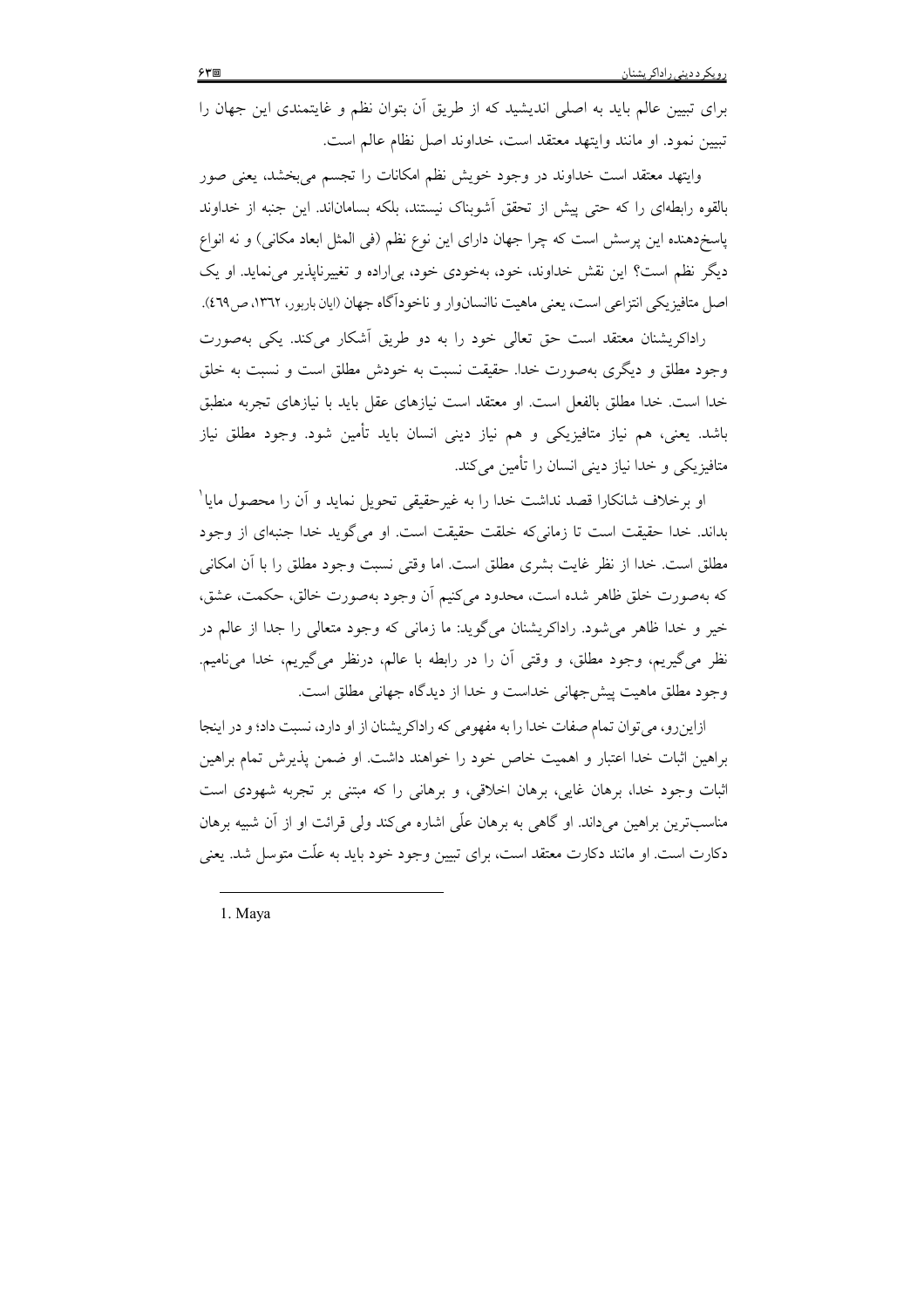برای تبیین عالم باید به اصلی اندیشید که از طریق آن بتوان نظم و غایتمندی این جهان را تبیین نمود. او مانند وایتهد معتقد است، خداوند اصل نظام عالم است.

وایتهد معتقد است خداوند در وجود خویش نظم امکانات را تجسم می‌بخشد، یعنی صور بالقوه رابطه‌ای را که حتی پیش از تحقق آشوبناک نیستند، بلکه بسامان‌اند. این جنبه از خداوند پاسخ‌دهنده این پرسش است که چرا جهان دارای این نوع نظم (فی المثل ابعاد مکانی) و نه انواع دیگر نظم است؟ این نقش خداوند، خود، به‌خودی خود، بی‌اراده و تغییرناپذیر می‌نماید. او یک اصل متافیزیکی انتزاعی است، یعنی ماهیت ناانسان‌وار و ناخودآگاه جهان (ایان باربور، ۱۳۶۲، ص۴۶۹).

راداکریشنان معتقد است حق تعالی خود را به دو طریق آشکار می‌کند. یکی به‌صورت وجود مطلق و دیگری به‌صورت خدا. حقیقت نسبت به خودش مطلق است و نسبت به خلق خدا است. خدا مطلق بالفعل است. او معتقد است نیازهای عقل باید با نیازهای تجربه منطبق باشد. یعنی، هم نیاز متافیزیکی و هم نیاز دینی انسان باید تأمین شود. وجود مطلق نیاز متافیزیکی و خدا نیاز دینی انسان را تأمین می‌کند.

او برخلاف شانکارا قصد نداشت خدا را به غیرحقیقی تحویل نماید و آن را محصول مایا[1] بداند. خدا حقیقت است تا زمانی‌که خلقت حقیقت است. او می‌گوید خدا جنبه‌ای از وجود مطلق است. خدا از نظر غایت بشری مطلق است. اما وقتی نسبت وجود مطلق را با آن امکانی که به‌صورت خلق ظاهر شده است، محدود می‌کنیم آن وجود به‌صورت خالق، حکمت، عشق، خیر و خدا ظاهر می‌شود. راداکریشنان می‌گوید: ما زمانی که وجود متعالی را جدا از عالم در نظر می‌گیریم، وجود مطلق، و وقتی آن را در رابطه با عالم، درنظر می‌گیریم، خدا می‌نامیم. وجود مطلق ماهیت پیش‌جهانی خداست و خدا از دیدگاه جهانی مطلق است.

ازاین‌رو، می‌توان تمام صفات خدا را به مفهومی که راداکریشنان از او دارد، نسبت داد؛ و در اینجا براهین اثبات خدا اعتبار و اهمیت خاص خود را خواهند داشت. او ضمن پذیرش تمام براهین اثبات وجود خدا، برهان غایی، برهان اخلاقی، و برهانی را که مبتنی بر تجربه شهودی است مناسب‌ترین براهین می‌داند. او گاهی به برهان علّی اشاره می‌کند ولی قرائت او از آن شبیه برهان دکارت است. او مانند دکارت معتقد است، برای تبیین وجود خود باید به علّت متوسل شد. یعنی

---

1. Maya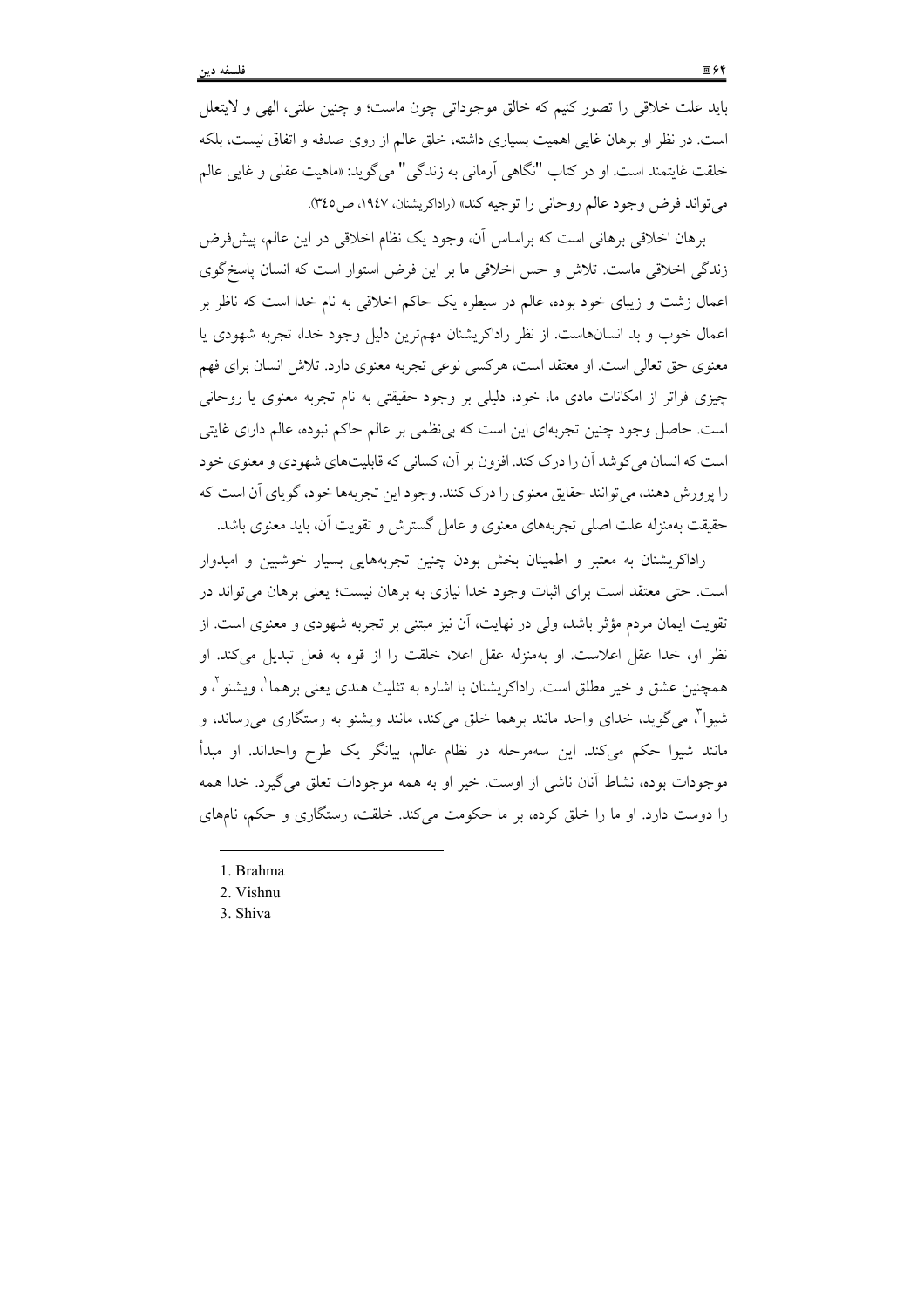باید علت خلاقی را تصور کنیم که خالق موجوداتی چون ماست؛ و چنین علتی، الهی و لایتعلل است. در نظر او برهان غایی اهمیت بسیاری داشته، خلق عالم از روی صدفه و اتفاق نیست، بلکه خلقت غایتمند است. او در کتاب "نگاهی آرمانی به زندگی" می‌گوید: «ماهیت عقلی و غایی عالم می‌تواند فرض وجود عالم روحانی را توجیه کند» (راداکریشنان، ۱۹۴۷، ص۳٤٥).

برهان اخلاقی برهانی است که براساس آن، وجود یک نظام اخلاقی در این عالم، پیش‌فرض زندگی اخلاقی ماست. تلاش و حس اخلاقی ما بر این فرض استوار است که انسان پاسخ‌گوی اعمال زشت و زیبای خود بوده، عالم در سیطره یک حاکم اخلاقی به نام خدا است که ناظر بر اعمال خوب و بد انسان‌هاست. از نظر راداکریشنان مهم‌ترین دلیل وجود خدا، تجربه شهودی یا معنوی حق تعالی است. او معتقد است، هرکسی نوعی تجربه معنوی دارد. تلاش انسان برای فهم چیزی فراتر از امکانات مادی ما، خود، دلیلی بر وجود حقیقتی به نام تجربه معنوی یا روحانی است. حاصل وجود چنین تجربه‌ای این است که بی‌نظمی بر عالم حاکم نبوده، عالم دارای غایتی است که انسان می‌کوشد آن را درک کند. افزون بر آن، کسانی که قابلیت‌های شهودی و معنوی خود را پرورش دهند، می‌توانند حقایق معنوی را درک کنند. وجود این تجربه‌ها خود، گویای آن است که حقیقت به‌منزله علت اصلی تجربه‌های معنوی و عامل گسترش و تقویت آن، باید معنوی باشد.

راداکریشنان به معتبر و اطمینان بخش بودن چنین تجربه‌هایی بسیار خوشبین و امیدوار است. حتی معتقد است برای اثبات وجود خدا نیازی به برهان نیست؛ یعنی برهان می‌تواند در تقویت ایمان مردم مؤثر باشد، ولی در نهایت، آن نیز مبتنی بر تجربه شهودی و معنوی است. از نظر او، خدا عقل اعلاست. او به‌منزله عقل اعلا، خلقت را از قوه به فعل تبدیل می‌کند. او همچنین عشق و خیر مطلق است. راداکریشنان با اشاره به تثلیث هندی یعنی برهما[1]، ویشنو[2]، و شیوا[3]، می‌گوید، خدای واحد مانند برهما خلق می‌کند، مانند ویشنو به رستگاری می‌رساند، و مانند شیوا حکم می‌کند. این سه‌مرحله در نظام عالم، بیانگر یک طرح واحداند. او مبدأ موجودات بوده، نشاط آنان ناشی از اوست. خیر او به همه موجودات تعلق می‌گیرد. خدا همه را دوست دارد. او ما را خلق کرده، بر ما حکومت می‌کند. خلقت، رستگاری و حکم، نام‌های

---

1. Brahma
2. Vishnu
3. Shiva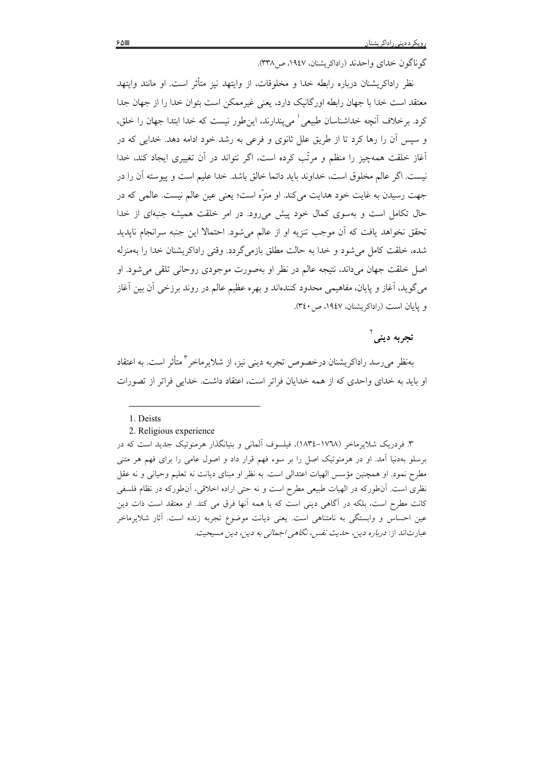گوناگون خدای واحدند (راداکریشنان، ۱۹٤۷، ص۳۳۸).

نظر راداکریشنان درباره رابطه خدا و مخلوقات، از وایتهد نیز متأثر است. او مانند وایتهد معتقد است خدا با جهان رابطه اورگانیک دارد، یعنی غیرممکن است بتوان خدا را از جهان جدا کرد. برخلاف آنچه خداشناسان طبیعی[1] می‌پندارند، این‌طور نیست که خدا ابتدا جهان را خلق، و سپس آن را رها کرد تا از طریق علل ثانوی و فرعی به رشد خود ادامه دهد. خدایی که در آغاز خلقت همه‌چیز را منظم و مرتّب کرده است، اگر نتواند در آن تغییری ایجاد کند، خدا نیست. اگر عالم مخلوق است، خداوند باید دائما خالق باشد. خدا علیم است و پیوسته آن را در جهت رسیدن به غایت خود هدایت می‌کند. او منزّه است؛ یعنی عین عالم نیست. عالمی که در حال تکامل است و به‌سوی کمال خود پیش می‌رود. در امر خلقت همیشه جنبه‌ای از خدا تحقق نخواهد یافت که آن موجب تنزیه او از عالم می‌شود. احتمالا این جنبه سرانجام ناپدید شده، خلقت کامل می‌شود و خدا به حالت مطلق بازمی‌گردد. وقتی راداکریشنان خدا را به‌منزله اصل خلقت جهان می‌داند، نتیجه عالم در نظر او به‌صورت موجودی روحانی تلقی می‌شود. او می‌گوید، آغاز و پایان، مفاهیمی محدود کننده‌اند و بهره عظیم عالم در روند برزخی آن بین آغاز و پایان است (راداکریشنان، ۱۹٤۷، ص۳٤۰).

## تجربه دینی[2]

به‌نظر می‌رسد راداکریشنان درخصوص تجربه دینی نیز، از شلایرماخر[3] متأثر است. به اعتقاد او باید به خدای واحدی که از همه خدایان فراتر است، اعتقاد داشت. خدایی فراتر از تصورات

---

1. Deists

2. Religious experience

۳. فردریک شلایرماخر (۱۷٦۸-۱۸۳٤)، فیلسوف آلمانی و بنیانگذار هرمنوتیک جدید است که در برسلو به‌دنیا آمد. او در هرمنوتیک اصل را بر سوء فهم قرار داد و اصول عامی را برای فهم هر متنی مطرح نمود. او همچنین مؤسس الهیات اعتدالی است. به نظر او مبنای دیانت نه تعلیم وحیانی و نه عقل نظری است. آن‌طورکه در الهیات طبیعی مطرح است و نه حتی اراده اخلاقی، آن‌طورکه در نظام فلسفی کانت مطرح است، بلکه در آگاهی دینی است که با همه آنها فرق می کند. او معتقد است ذات دین عین احساس و وابستگی به نامتناهی است. یعنی دیانت موضوع تجربه زنده است. آثار شلایرماخر عبارت‌اند از: *درباره دین*، *حدیث نفس*، *نگاهی اجمالی به دین*، *دین مسیحیت*.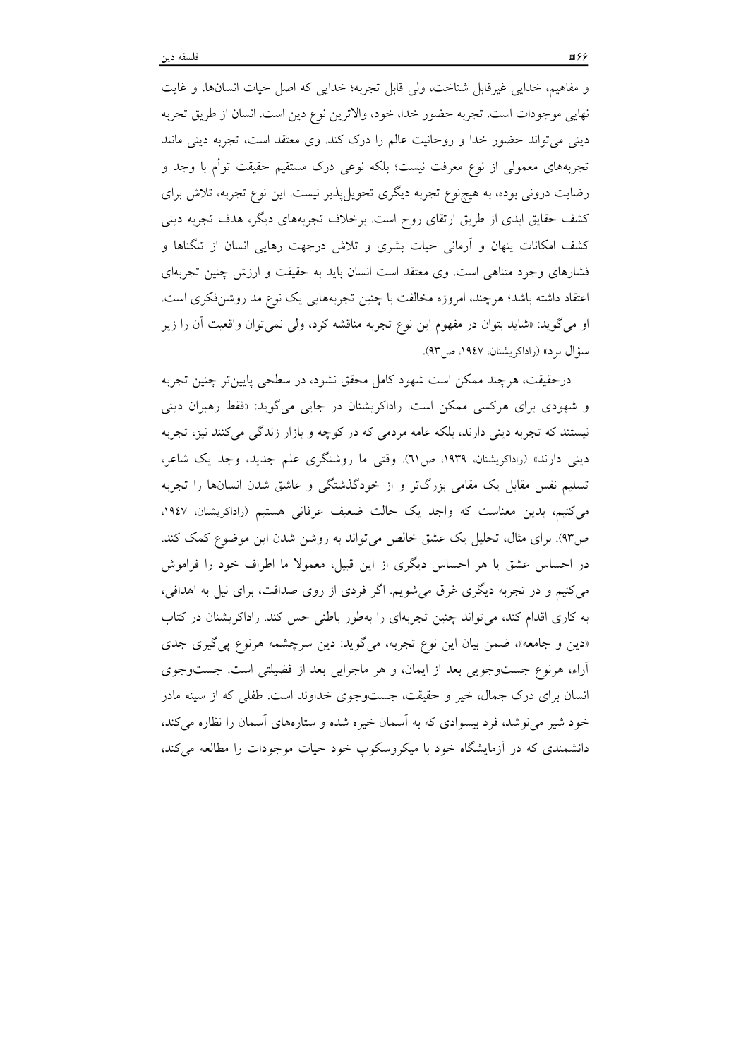و مفاهیم، خدایی غیرقابل شناخت، ولی قابل تجربه؛ خدایی که اصل حیات انسان‌ها، و غایت نهایی موجودات است. تجربه حضور خدا، خود، والاترین نوع دین است. انسان از طریق تجربه دینی می‌تواند حضور خدا و روحانیت عالم را درک کند. وی معتقد است، تجربه دینی مانند تجربه‌های معمولی از نوع معرفت نیست؛ بلکه نوعی درک مستقیم حقیقت توأم با وجد و رضایت درونی بوده، به هیچ‌نوع تجربه دیگری تحویل‌پذیر نیست. این نوع تجربه، تلاش برای کشف حقایق ابدی از طریق ارتقای روح است. برخلاف تجربه‌های دیگر، هدف تجربه دینی کشف امکانات پنهان و آرمانی حیات بشری و تلاش درجهت رهایی انسان از تنگناها و فشارهای وجود متناهی است. وی معتقد است انسان باید به حقیقت و ارزش چنین تجربه‌ای اعتقاد داشته باشد؛ هرچند، امروزه مخالفت با چنین تجربه‌هایی یک نوع مد روشن‌فکری است. او می‌گوید: «شاید بتوان در مفهوم این نوع تجربه مناقشه کرد، ولی نمی‌توان واقعیت آن را زیر سؤال برد» (راداکریشنان، ۱۹۴۷، ص۹۳).

درحقیقت، هرچند ممکن است شهود کامل محقق نشود، در سطحی پایین‌تر چنین تجربه و شهودی برای هرکسی ممکن است. راداکریشنان در جایی می‌گوید: «فقط رهبران دینی نیستند که تجربه دینی دارند، بلکه عامه مردمی که در کوچه و بازار زندگی می‌کنند نیز، تجربه دینی دارند» (راداکریشنان، ۱۹۳۹، ص۶۱). وقتی ما روشنگری علم جدید، وجد یک شاعر، تسلیم نفس مقابل یک مقامی بزرگ‌تر و از خودگذشتگی و عاشق شدن انسان‌ها را تجربه می‌کنیم، بدین معناست که واجد یک حالت ضعیف عرفانی هستیم (راداکریشنان، ۱۹۴۷، ص۹۳). برای مثال، تحلیل یک عشق خالص می‌تواند به روشن شدن این موضوع کمک کند. در احساس عشق یا هر احساس دیگری از این قبیل، معمولا ما اطراف خود را فراموش می‌کنیم و در تجربه دیگری غرق می‌شویم. اگر فردی از روی صداقت، برای نیل به اهدافی، به کاری اقدام کند، می‌تواند چنین تجربه‌ای را به‌طور باطنی حس کند. راداکریشنان در کتاب «دین و جامعه»، ضمن بیان این نوع تجربه، می‌گوید: دین سرچشمه هرنوع پی‌گیری جدی آراء، هرنوع جست‌وجویی بعد از ایمان، و هر ماجرایی بعد از فضیلتی است. جست‌وجوی انسان برای درک جمال، خیر و حقیقت، جست‌وجوی خداوند است. طفلی که از سینه مادر خود شیر می‌نوشد، فرد بیسوادی که به آسمان خیره شده و ستاره‌های آسمان را نظاره می‌کند، دانشمندی که در آزمایشگاه خود با میکروسکوپ خود حیات موجودات را مطالعه می‌کند،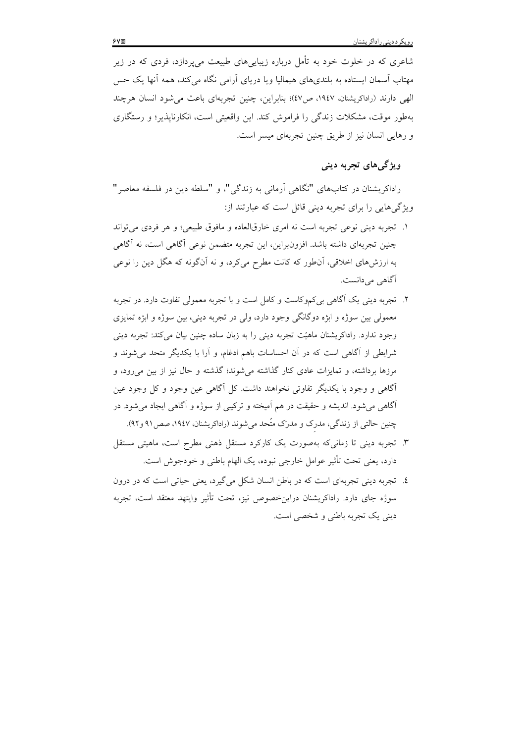شاعری که در خلوت خود به تأمل درباره زیبایی‌های طبیعت می‌پردازد، فردی که در زیر مهتاب آسمان ایستاده به بلندی‌های هیمالیا ویا دریای آرامی نگاه می‌کند، همه آنها یک حس الهی دارند (راداکریشنان، ۱۹٤۷، ص٤۷)؛ بنابراین، چنین تجربه‌ای باعث می‌شود انسان هرچند به‌طور موقت، مشکلات زندگی را فراموش کند. این واقعیتی است، انکارناپذیر؛ و رستگاری و رهایی انسان نیز از طریق چنین تجربه‌ای میسر است.

### ویژگی‌های تجربه دینی

راداکریشنان در کتاب‌های "نگاهی آرمانی به زندگی"، و "سلطه دین در فلسفه معاصر" ویژگی‌هایی را برای تجربه دینی قائل است که عبارتند از:

۱. تجربه دینی نوعی تجربه است نه امری خارق‌العاده و مافوق طبیعی؛ و هر فردی می‌تواند چنین تجربه‌ای داشته باشد. افزون‌براین، این تجربه متضمن نوعی آگاهی است، نه آگاهی به ارزش‌های اخلاقی، آن‌طور که کانت مطرح می‌کرد، و نه آن‌گونه که هگل دین را نوعی آگاهی می‌دانست.

۲. تجربه دینی یک آگاهی بی‌کم‌وکاست و کامل است و با تجربه معمولی تفاوت دارد. در تجربه معمولی بین سوژه و ابژه دوگانگی وجود دارد، ولی در تجربه دینی، بین سوژه و ابژه تمایزی وجود ندارد. راداکریشنان ماهیّت تجربه دینی را به زبان ساده چنین بیان می‌کند: تجربه دینی شرایطی از آگاهی است که در آن احساسات باهم ادغام، و آرا با یکدیگر متحد می‌شوند و مرزها برداشته، و تمایزات عادی کنار گذاشته می‌شوند؛ گذشته و حال نیز از بین می‌رود، و آگاهی و وجود با یکدیگر تفاوتی نخواهند داشت. کل آگاهی عین وجود و کل وجود عین آگاهی می‌شود. اندیشه و حقیقت در هم آمیخته و ترکیبی از سوژه و آگاهی ایجاد می‌شود. در چنین حالتی از زندگی، مدرِک و مدرَک متّحد می‌شوند (راداکریشنان، ۱۹٤۷، صص۹۱ و۹۲).

۳. تجربه دینی تا زمانی‌که به‌صورت یک کارکرد مستقل ذهنی مطرح است، ماهیتی مستقل دارد، یعنی تحت تأثیر عوامل خارجی نبوده، یک الهام باطنی و خودجوش است.

٤. تجربه دینی تجربه‌ای است که در باطن انسان شکل می‌گیرد، یعنی حیاتی است که در درون سوژه جای دارد. راداکریشنان دراین‌خصوص نیز، تحت تأثیر وایتهد معتقد است، تجربه دینی یک تجربه باطنی و شخصی است.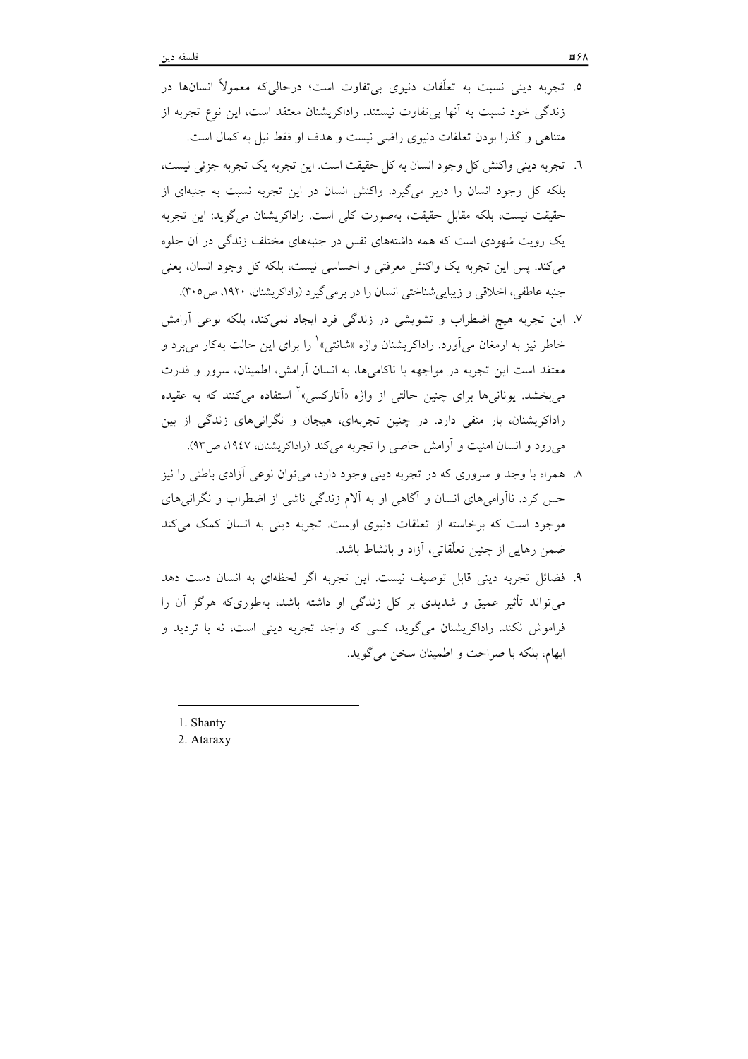۵. تجربه دینی نسبت به تعلّقات دنیوی بی‌تفاوت است؛ درحالی‌که معمولاً انسان‌ها در زندگی خود نسبت به آنها بی‌تفاوت نیستند. راداکریشنان معتقد است، این نوع تجربه از متناهی و گذرا بودن تعلقات دنیوی راضی نیست و هدف او فقط نیل به کمال است.

٦. تجربه دینی واکنش کل وجود انسان به کل حقیقت است. این تجربه یک تجربه جزئی نیست، بلکه کل وجود انسان را دربر می‌گیرد. واکنش انسان در این تجربه نسبت به جنبه‌ای از حقیقت نیست، بلکه مقابل حقیقت، به‌صورت کلی است. راداکریشنان می‌گوید: این تجربه یک رویت شهودی است که همه داشته‌های نفس در جنبه‌های مختلف زندگی در آن جلوه می‌کند. پس این تجربه یک واکنش معرفتی و احساسی نیست، بلکه کل وجود انسان، یعنی جنبه عاطفی، اخلاقی و زیبایی‌شناختی انسان را در برمی‌گیرد (راداکریشنان، ۱۹۲۰، ص۳۰۵).

۷. این تجربه هیچ اضطراب و تشویشی در زندگی فرد ایجاد نمی‌کند، بلکه نوعی آرامش خاطر نیز به ارمغان می‌آورد. راداکریشنان واژه «شانتی»[1] را برای این حالت به‌کار می‌برد و معتقد است این تجربه در مواجهه با ناکامی‌ها، به انسان آرامش، اطمینان، سرور و قدرت می‌بخشد. یونانی‌ها برای چنین حالتی از واژه «آتارکسی»[2] استفاده می‌کنند که به عقیده راداکریشنان، بار منفی دارد. در چنین تجربه‌ای، هیجان و نگرانی‌های زندگی از بین می‌رود و انسان امنیت و آرامش خاصی را تجربه می‌کند (راداکریشنان، ۱۹٤۷، ص۹۳).

۸. همراه با وجد و سروری که در تجربه دینی وجود دارد، می‌توان نوعی آزادی باطنی را نیز حس کرد. ناآرامی‌های انسان و آگاهی او به آلام زندگی ناشی از اضطراب و نگرانی‌های موجود است که برخاسته از تعلقات دنیوی اوست. تجربه دینی به انسان کمک می‌کند ضمن رهایی از چنین تعلّقاتی، آزاد و بانشاط باشد.

۹. فضائل تجربه دینی قابل توصیف نیست. این تجربه اگر لحظه‌ای به انسان دست دهد می‌تواند تأثیر عمیق و شدیدی بر کل زندگی او داشته باشد، به‌طوری‌که هرگز آن را فراموش نکند. راداکریشنان می‌گوید، کسی که واجد تجربه دینی است، نه با تردید و ابهام، بلکه با صراحت و اطمینان سخن می‌گوید.

---

1. Shanty
2. Ataraxy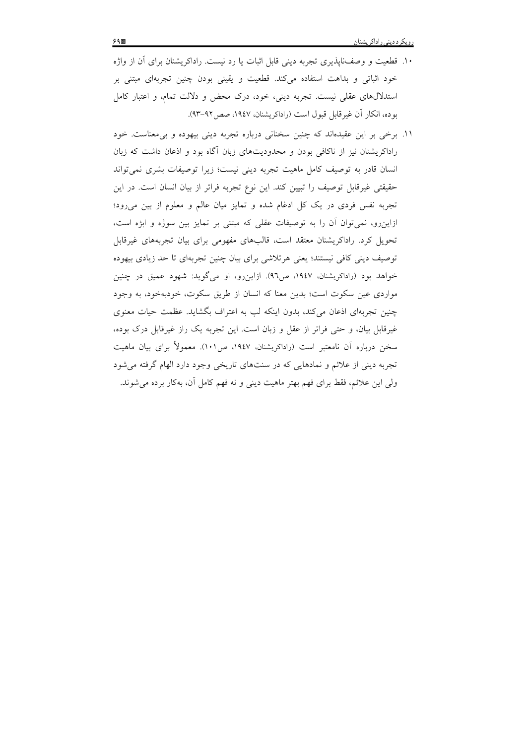۱۰. قطعیت و وصف‌ناپذیری تجربه دینی قابل اثبات یا رد نیست. راداکریشنان برای آن از واژه خود اثباتی و بداهت استفاده می‌کند. قطعیت و یقینی بودن چنین تجربه‌ای مبتنی بر استدلال‌های عقلی نیست. تجربه دینی، خود، درک محض و دلالت تمام، و اعتبار کامل بوده، انکار آن غیرقابل قبول است (راداکریشنان، ۱۹٤۷، صص۹۲-۹۳).

۱۱. برخی بر این عقیده‌اند که چنین سخنانی درباره تجربه دینی بیهوده و بی‌معناست. خود راداکریشنان نیز از ناکافی بودن و محدودیت‌های زبان آگاه بود و اذعان داشت که زبان انسان قادر به توصیف کامل ماهیت تجربه دینی نیست؛ زیرا توصیفات بشری نمی‌تواند حقیقتی غیرقابل توصیف را تبیین کند. این نوع تجربه فراتر از بیان انسان است. در این تجربه نفس فردی در یک کل ادغام شده و تمایز میان عالم و معلوم از بین می‌رود؛ ازاین‌رو، نمی‌توان آن را به توصیفات عقلی که مبتنی بر تمایز بین سوژه و ابژه است، تحویل کرد. راداکریشنان معتقد است، قالب‌های مفهومی برای بیان تجربه‌های غیرقابل توصیف دینی کافی نیستند؛ یعنی هرتلاشی برای بیان چنین تجربه‌ای تا حد زیادی بیهوده خواهد بود (راداکریشنان، ۱۹٤۷، ص۹٦). ازاین‌رو، او می‌گوید: شهود عمیق در چنین مواردی عین سکوت است؛ بدین معنا که انسان از طریق سکوت، خودبه‌خود، به وجود چنین تجربه‌ای اذعان می‌کند، بدون اینکه لب به اعتراف بگشاید. عظمت حیات معنوی غیرقابل بیان، و حتی فراتر از عقل و زبان است. این تجربه یک راز غیرقابل درک بوده، سخن درباره آن نامعتبر است (راداکریشنان، ۱۹٤۷، ص۱۰۱). معمولاً برای بیان ماهیت تجربه دینی از علائم و نمادهایی که در سنت‌های تاریخی وجود دارد الهام گرفته می‌شود ولی این علائم، فقط برای فهم بهتر ماهیت دینی و نه فهم کامل آن، به‌کار برده می‌شوند.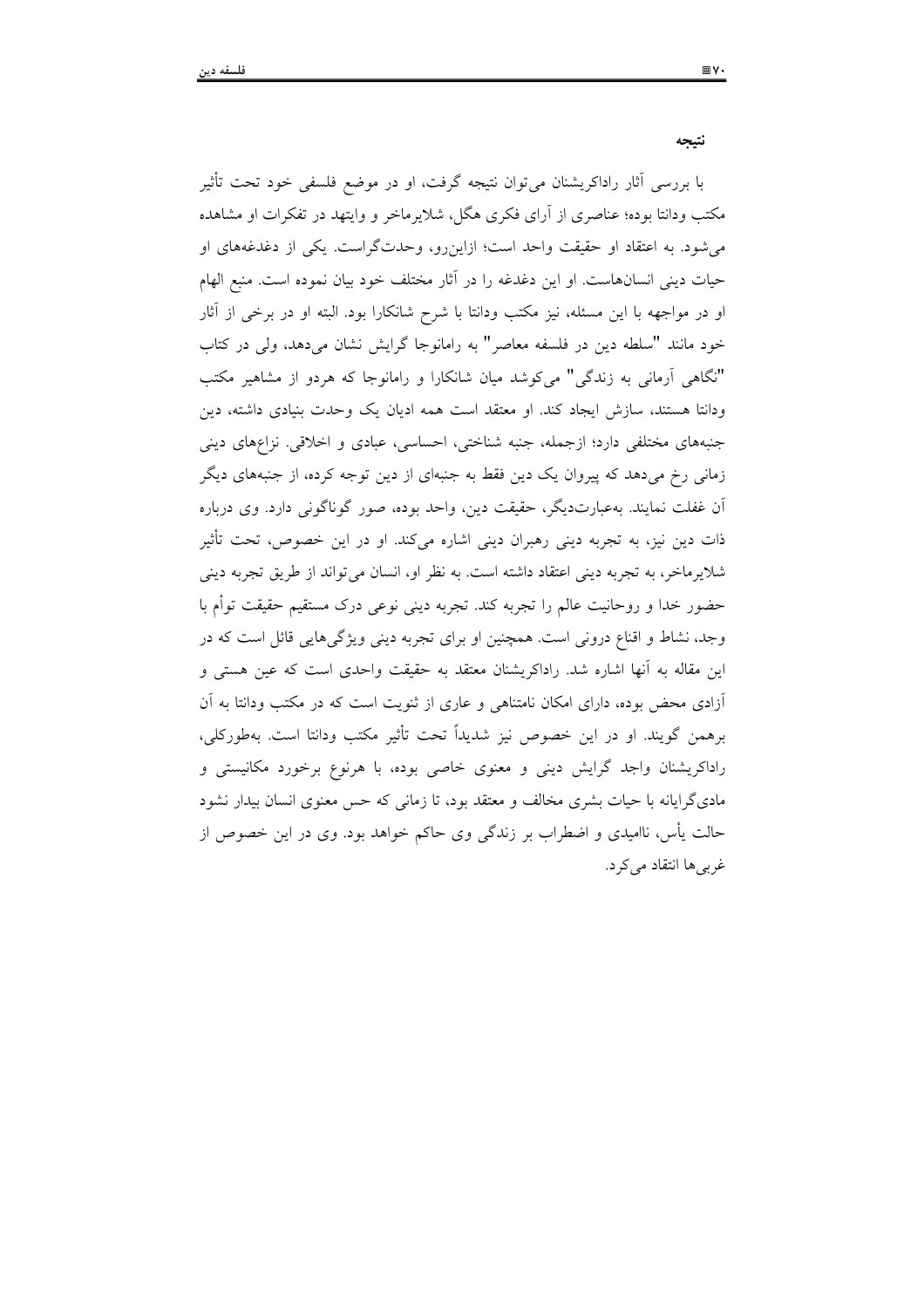### نتیجه

با بررسی آثار راداکریشنان می‌توان نتیجه گرفت، او در موضع فلسفی خود تحت تأثیر مکتب ودانتا بوده؛ عناصری از آرای فکری هگل، شلایرماخر و وایتهد در تفکرات او مشاهده می‌شود. به اعتقاد او حقیقت واحد است؛ ازاین‌رو، وحدت‌گراست. یکی از دغدغه‌های او حیات دینی انسان‌هاست. او این دغدغه را در آثار مختلف خود بیان نموده است. منبع الهام او در مواجهه با این مسئله، نیز مکتب ودانتا با شرح شانکارا بود. البته او در برخی از آثار خود مانند "سلطه دین در فلسفه معاصر" به رامانوجا گرایش نشان می‌دهد، ولی در کتاب "نگاهی آرمانی به زندگی" می‌کوشد میان شانکارا و رامانوجا که هردو از مشاهیر مکتب ودانتا هستند، سازش ایجاد کند. او معتقد است همه ادیان یک وحدت بنیادی داشته، دین جنبه‌های مختلفی دارد؛ ازجمله، جنبه شناختی، احساسی، عبادی و اخلاقی. نزاع‌های دینی زمانی رخ می‌دهد که پیروان یک دین فقط به جنبه‌ای از دین توجه کرده، از جنبه‌های دیگر آن غفلت نمایند. به‌عبارت‌دیگر، حقیقت دین، واحد بوده، صور گوناگونی دارد. وی درباره ذات دین نیز، به تجربه دینی رهبران دینی اشاره می‌کند. او در این خصوص، تحت تأثیر شلایرماخر، به تجربه دینی اعتقاد داشته است. به نظر او، انسان می‌تواند از طریق تجربه دینی حضور خدا و روحانیت عالم را تجربه کند. تجربه دینی نوعی درک مستقیم حقیقت توأم با وجد، نشاط و اقناع درونی است. همچنین او برای تجربه دینی ویژگی‌هایی قائل است که در این مقاله به آنها اشاره شد. راداکریشنان معتقد به حقیقت واحدی است که عین هستی و آزادی محض بوده، دارای امکان نامتناهی و عاری از ثنویت است که در مکتب ودانتا به آن برهمن گویند. او در این خصوص نیز شدیداً تحت تأثیر مکتب ودانتا است. به‌طورکلی، راداکریشنان واجد گرایش دینی و معنوی خاصی بوده، با هرنوع برخورد مکانیستی و مادی‌گرایانه با حیات بشری مخالف و معتقد بود، تا زمانی که حس معنوی انسان بیدار نشود حالت یأس، ناامیدی و اضطراب بر زندگی وی حاکم خواهد بود. وی در این خصوص از غربی‌ها انتقاد می‌کرد.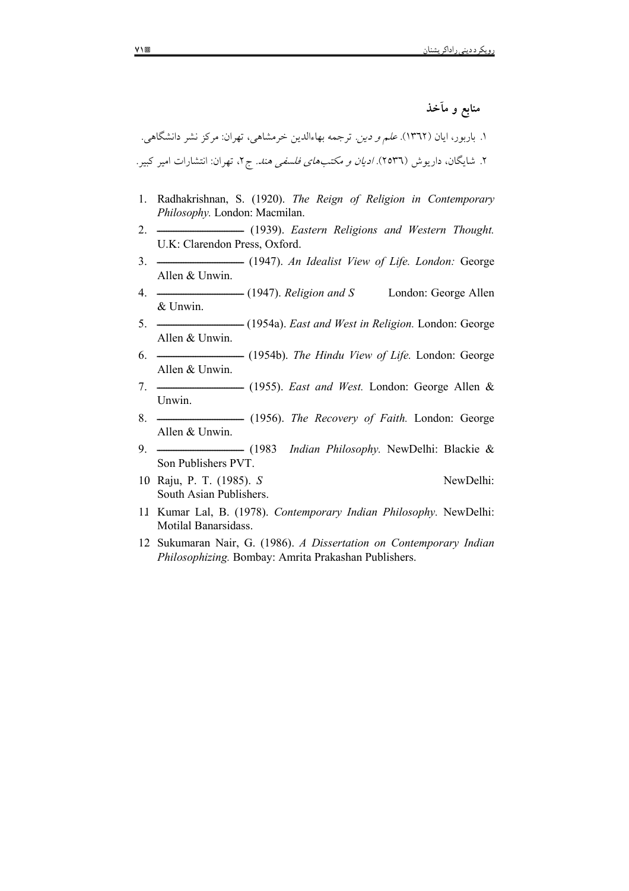## منابع و مآخذ

۱. باربور، ایان (۱۳۶۲). *علم و دین*. ترجمه بهاءالدین خرمشاهی، تهران: مرکز نشر دانشگاهی.

۲. شایگان، داریوش (۲۵۳۶). *ادیان و مکتب‌های فلسفی هند*. ج۲، تهران: انتشارات امیر کبیر.

1. Radhakrishnan, S. (1920). *The Reign of Religion in Contemporary Philosophy.* London: Macmilan.
2. ——————— (1939). *Eastern Religions and Western Thought.* U.K: Clarendon Press, Oxford.
3. ——————— (1947). *An Idealist View of Life. London:* George Allen & Unwin.
4. ——————— (1947). *Religion and S* London: George Allen & Unwin.
5. ——————— (1954a). *East and West in Religion.* London: George Allen & Unwin.
6. ——————— (1954b). *The Hindu View of Life.* London: George Allen & Unwin.
7. ——————— (1955). *East and West.* London: George Allen & Unwin.
8. ——————— (1956). *The Recovery of Faith.* London: George Allen & Unwin.
9. ——————— (1983 *Indian Philosophy.* NewDelhi: Blackie & Son Publishers PVT.
10. Raju, P. T. (1985). *S* NewDelhi: South Asian Publishers.
11. Kumar Lal, B. (1978). *Contemporary Indian Philosophy.* NewDelhi: Motilal Banarsidass.
12. Sukumaran Nair, G. (1986). *A Dissertation on Contemporary Indian Philosophizing.* Bombay: Amrita Prakashan Publishers.